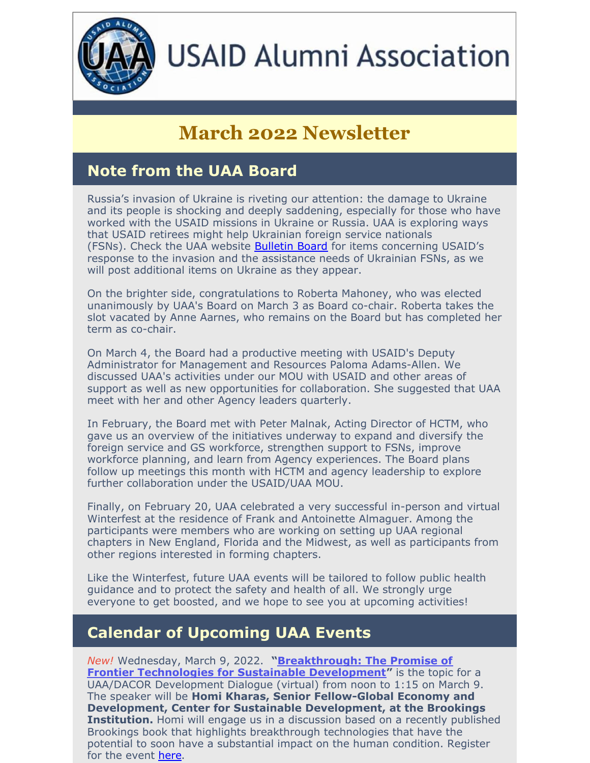# USAID Alumni Association

## March 2022 Newsletter

## Note from the UAA Board

Russia's invasion of Ukraine is riveting our attention: the damage to Ukraine and its people is shocking and deeply saddening, especially for those who have worked with the USAID missions in Ukraine or Russia. UAA is exploring ways that USAID retirees might help Ukrainian foreign service nationals (FSNs). Check the UAA website Bulletin Board for items concerning USAID's response to the invasion and the assistance needs of Ukrainian FSNs, as we will post additional items on Ukraine as they appear.

On the brighter side, congratulations to Roberta Mahoney, who was elected unanimously by UAA's Board on March 3 as Board co-chair. Roberta takes the slot vacated by Anne Aarnes, who remains on the Board but has completed her term as co-chair.

On March 4, the Board had a productive meeting with USAID's Deputy Administrator for Management and Resources Paloma Adams-Allen. We discussed UAA's activities under our MOU with USAID and other areas of support as well as new opportunities for collaboration. She suggested that UAA meet with her and other Agency leaders quarterly.

In February, the Board met with Peter Malnak, Acting Director of HCTM, who gave us an overview of the initiatives underway to expand and diversify the foreign service and GS workforce, strengthen support to FSNs, improve workforce planning, and learn from Agency experiences. The Board plans follow up meetings this month with HCTM and agency leadership to explore further collaboration under the USAID/UAA MOU.

Finally, on February 20, UAA celebrated a very successful in-person and virtual Winterfest at the residence of Frank and Antoinette Almaguer. Among the participants were members who are working on setting up UAA regional chapters in New England, Florida and the Midwest, as well as participants from other regions interested in forming chapters.

Like the Winterfest, future UAA events will be tailored to follow public health guidance and to protect the safety and health of all. We strongly urge everyone to get boosted, and we hope to see you at upcoming activities!

## Calendar of Upcoming UAA Events

*New!* Wednesday, March 9, 2022. **"Breakthrough: The Promise of Frontier Technologies for Sustainable Development"** is the topic for a UAA/DACOR Development Dialogue (virtual) from noon to 1:15 on March 9. The speaker will be **Homi Kharas, Senior Fellow-Global Economy and Development, Center for Sustainable Development, at the Brookings Institution.** Homi will engage us in a discussion based on a recently published Brookings book that highlights breakthrough technologies that have the potential to soon have a substantial impact on the human condition. Register for the event here.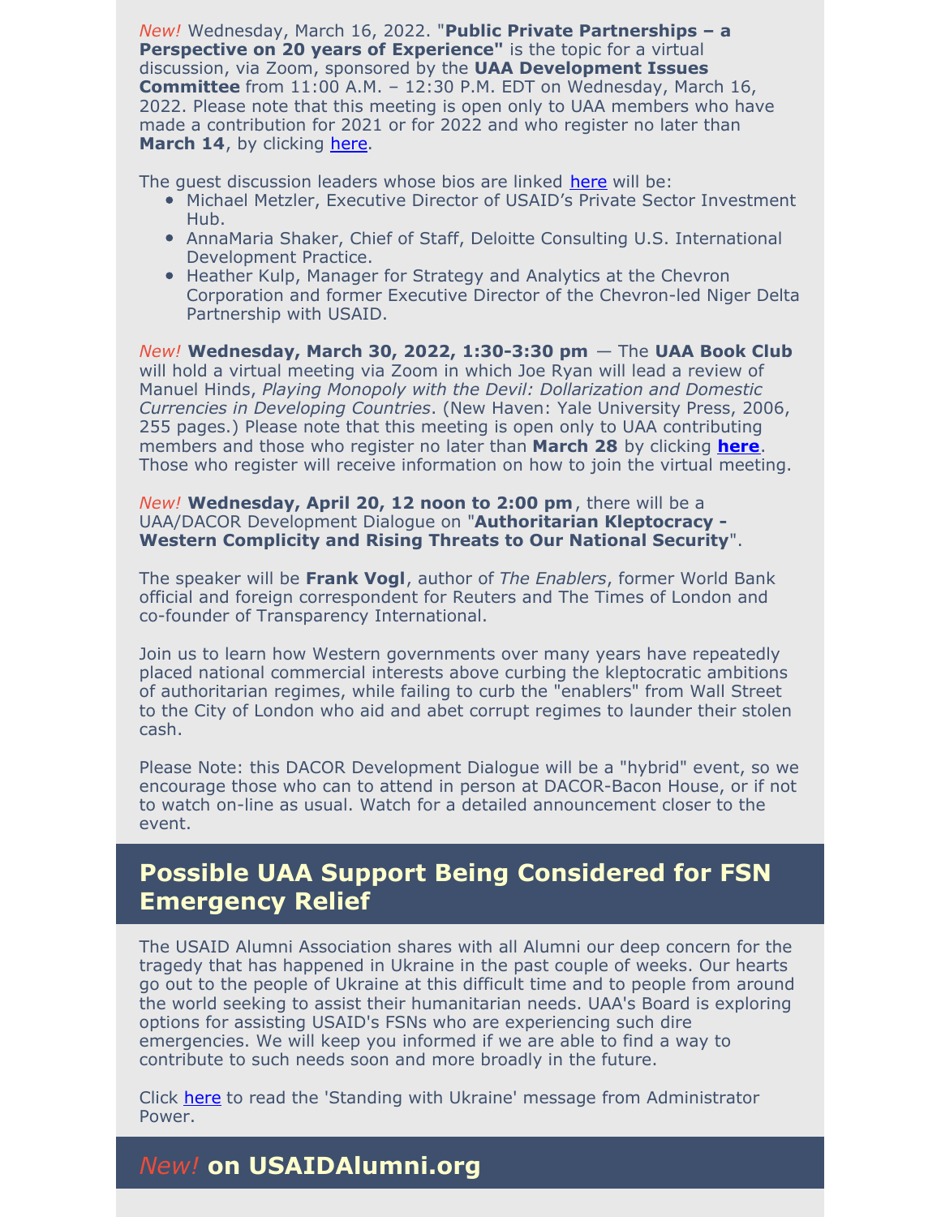*New!* Wednesday, March 16, 2022. "**Public Private Partnerships – a Perspective on 20 years of Experience"** is the topic for a virtual discussion, via Zoom, sponsored by the **UAA Development Issues Committee** from 11:00 A.M. – 12:30 P.M. EDT on Wednesday, March 16, 2022. Please note that this meeting is open only to UAA members who have made a contribution for 2021 or for 2022 and who register no later than **March 14**, by clicking here.

The guest discussion leaders whose bios are linked here will be:

- Michael Metzler, Executive Director of USAID's Private Sector Investment Hub.
- AnnaMaria Shaker, Chief of Staff, Deloitte Consulting U.S. International Development Practice.
- Heather Kulp, Manager for Strategy and Analytics at the Chevron Corporation and former Executive Director of the Chevron-led Niger Delta Partnership with USAID.

*New!* **Wednesday, March 30, 2022, 1:30-3:30 pm** — The **UAA Book Club** will hold a virtual meeting via Zoom in which Joe Ryan will lead a review of Manuel Hinds, *Playing Monopoly with the Devil: Dollarization and Domestic Currencies in Developing Countries*. (New Haven: Yale University Press, 2006, 255 pages.) Please note that this meeting is open only to UAA contributing members and those who register no later than **March 28** by clicking **here**. Those who register will receive information on how to join the virtual meeting.

*New!* **Wednesday, April 20, 12 noon to 2:00 pm**, there will be a UAA/DACOR Development Dialogue on "**Authoritarian Kleptocracy - Western Complicity and Rising Threats to Our National Security**".

The speaker will be **Frank Vogl**, author of *The Enablers*, former World Bank official and foreign correspondent for Reuters and The Times of London and co-founder of Transparency International.

Join us to learn how Western governments over many years have repeatedly placed national commercial interests above curbing the kleptocratic ambitions of authoritarian regimes, while failing to curb the "enablers" from Wall Street to the City of London who aid and abet corrupt regimes to launder their stolen cash.

Please Note: this DACOR Development Dialogue will be a "hybrid" event, so we encourage those who can to attend in person at DACOR-Bacon House, or if not to watch on-line as usual. Watch for a detailed announcement closer to the event.

## Possible UAA Support Being Considered for FSN Emergency Relief

The USAID Alumni Association shares with all Alumni our deep concern for the tragedy that has happened in Ukraine in the past couple of weeks. Our hearts go out to the people of Ukraine at this difficult time and to people from around the world seeking to assist their humanitarian needs. UAA's Board is exploring options for assisting USAID's FSNs who are experiencing such dire emergencies. We will keep you informed if we are able to find a way to contribute to such needs soon and more broadly in the future.

Click here to read the 'Standing with Ukraine' message from Administrator Power.

## *New!* on USAIDAlumni.org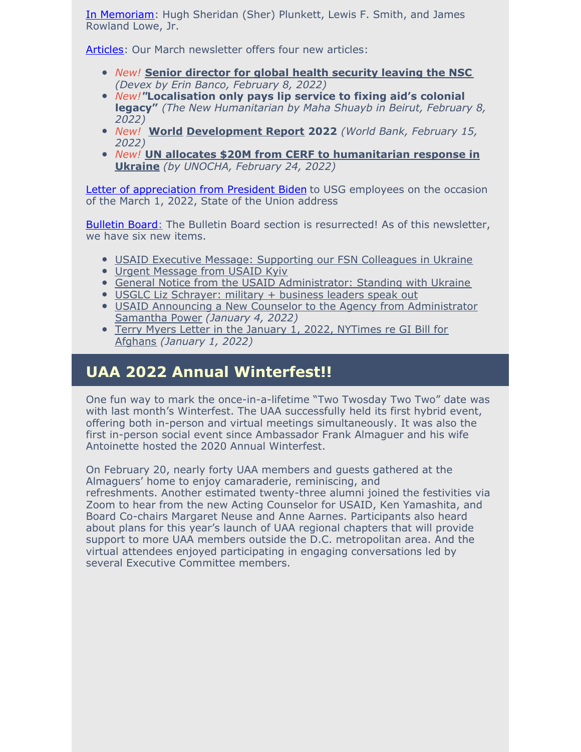In Memoriam: Hugh Sheridan (Sher) Plunkett, Lewis F. Smith, and James Rowland Lowe, Jr.

Articles: Our March newsletter offers four new articles:

- *New!* **Senior director for global health security leaving the NSC** *(Devex by Erin Banco, February 8, 2022)*
- *New!* **"Localisation only pays lip service to fixing aid's colonial legacy"** *(The New Humanitarian by Maha Shuayb in Beirut, February 8, 2022)*
- *New!* **World Development Report 2022** *(World Bank, February 15, 2022)*
- *New!* **UN allocates $20M from CERF to humanitarian response in Ukraine** *(by UNOCHA, February 24, 2022)*

Letter of appreciation from President Biden to USG employees on the occasion of the March 1, 2022, State of the Union address

Bulletin Board: The Bulletin Board section is resurrected! As of this newsletter, we have six new items.

- USAID Executive Message: Supporting our FSN Colleagues in Ukraine
- Urgent Message from USAID Kyiv
- General Notice from the USAID Administrator: Standing with Ukraine
- USGLC Liz Schrayer: military + business leaders speak out
- USAID Announcing a New Counselor to the Agency from Administrator Samantha Power *(January 4, 2022)*
- Terry Myers Letter in the January 1, 2022, NYTimes re GI Bill for Afghans *(January 1, 2022)*

## UAA 2022 Annual Winterfest!!

One fun way to mark the once-in-a-lifetime "Two Twosday Two Two" date was with last month's Winterfest. The UAA successfully held its first hybrid event, offering both in-person and virtual meetings simultaneously. It was also the first in-person social event since Ambassador Frank Almaguer and his wife Antoinette hosted the 2020 Annual Winterfest.

On February 20, nearly forty UAA members and guests gathered at the Almaguers' home to enjoy camaraderie, reminiscing, and refreshments. Another estimated twenty-three alumni joined the festivities via Zoom to hear from the new Acting Counselor for USAID, Ken Yamashita, and Board Co-chairs Margaret Neuse and Anne Aarnes. Participants also heard about plans for this year's launch of UAA regional chapters that will provide support to more UAA members outside the D.C. metropolitan area. And the virtual attendees enjoyed participating in engaging conversations led by several Executive Committee members.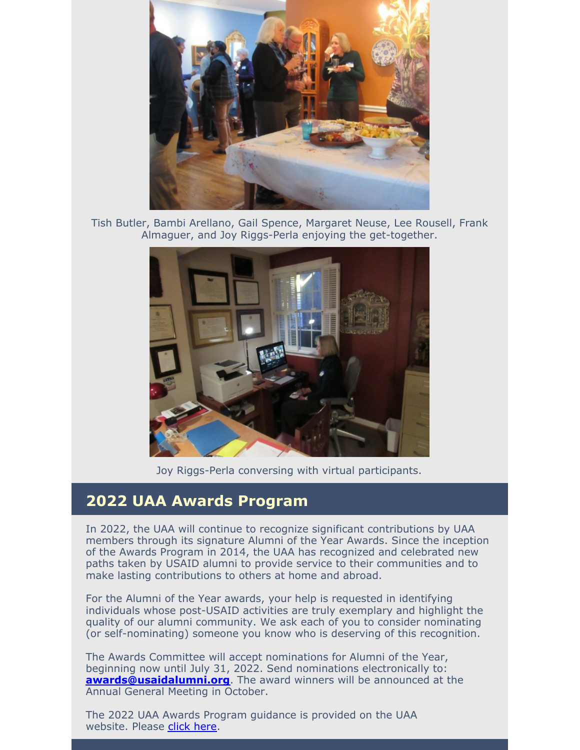Tish Butler, Bambi Arellano, Gail Spence, Margaret Neuse, Lee Rousell, Frank Almaguer, and Joy Riggs-Perla enjoying the get-together.

Joy Riggs-Perla conversing with virtual participants.

## 2022 UAA Awards Program

In 2022, the UAA will continue to recognize significant contributions by UAA members through its signature Alumni of the Year Awards. Since the inception of the Awards Program in 2014, the UAA has recognized and celebrated new paths taken by USAID alumni to provide service to their communities and to make lasting contributions to others at home and abroad.

For the Alumni of the Year awards, your help is requested in identifying individuals whose post-USAID activities are truly exemplary and highlight the quality of our alumni community. We ask each of you to consider nominating (or self-nominating) someone you know who is deserving of this recognition.

The Awards Committee will accept nominations for Alumni of the Year, beginning now until July 31, 2022. Send nominations electronically to: **awards@usaidalumni.org**. The award winners will be announced at the Annual General Meeting in October.

The 2022 UAA Awards Program guidance is provided on the UAA website. Please click here.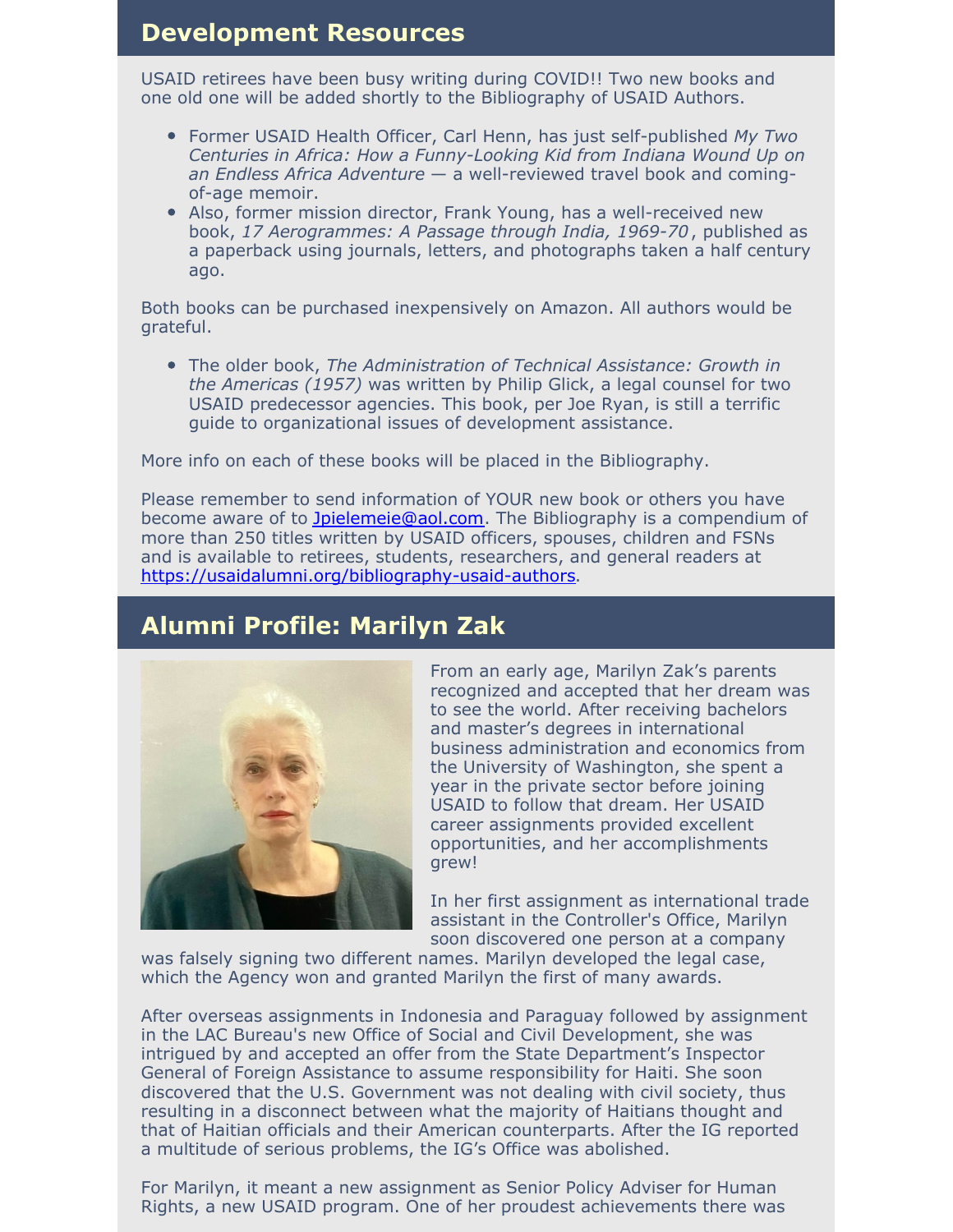## Development Resources

USAID retirees have been busy writing during COVID!! Two new books and one old one will be added shortly to the Bibliography of USAID Authors.

- Former USAID Health Officer, Carl Henn, has just self-published *My Two Centuries in Africa: How a Funny-Looking Kid from Indiana Wound Up on an Endless Africa Adventure* — a well-reviewed travel book and coming-of-age memoir.
- Also, former mission director, Frank Young, has a well-received new book, *17 Aerogrammes: A Passage through India, 1969-70*, published as a paperback using journals, letters, and photographs taken a half century ago.

Both books can be purchased inexpensively on Amazon. All authors would be grateful.

- The older book, *The Administration of Technical Assistance: Growth in the Americas (1957)* was written by Philip Glick, a legal counsel for two USAID predecessor agencies. This book, per Joe Ryan, is still a terrific guide to organizational issues of development assistance.

More info on each of these books will be placed in the Bibliography.

Please remember to send information of YOUR new book or others you have become aware of to Jpielemeie@aol.com. The Bibliography is a compendium of more than 250 titles written by USAID officers, spouses, children and FSNs and is available to retirees, students, researchers, and general readers at https://usaidalumni.org/bibliography-usaid-authors.

## Alumni Profile: Marilyn Zak

From an early age, Marilyn Zak's parents recognized and accepted that her dream was to see the world. After receiving bachelors and master's degrees in international business administration and economics from the University of Washington, she spent a year in the private sector before joining USAID to follow that dream. Her USAID career assignments provided excellent opportunities, and her accomplishments grew!

In her first assignment as international trade assistant in the Controller's Office, Marilyn soon discovered one person at a company was falsely signing two different names. Marilyn developed the legal case, which the Agency won and granted Marilyn the first of many awards.

After overseas assignments in Indonesia and Paraguay followed by assignment in the LAC Bureau's new Office of Social and Civil Development, she was intrigued by and accepted an offer from the State Department's Inspector General of Foreign Assistance to assume responsibility for Haiti. She soon discovered that the U.S. Government was not dealing with civil society, thus resulting in a disconnect between what the majority of Haitians thought and that of Haitian officials and their American counterparts. After the IG reported a multitude of serious problems, the IG's Office was abolished.

For Marilyn, it meant a new assignment as Senior Policy Adviser for Human Rights, a new USAID program. One of her proudest achievements there was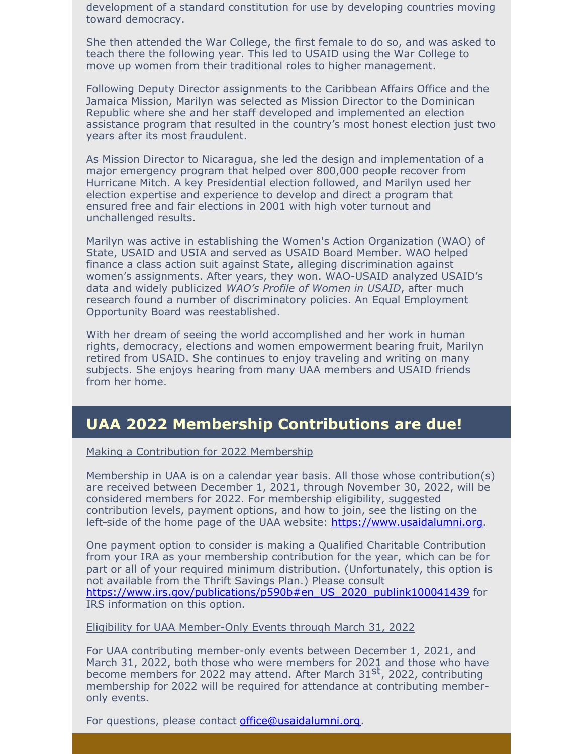development of a standard constitution for use by developing countries moving toward democracy.

She then attended the War College, the first female to do so, and was asked to teach there the following year. This led to USAID using the War College to move up women from their traditional roles to higher management.

Following Deputy Director assignments to the Caribbean Affairs Office and the Jamaica Mission, Marilyn was selected as Mission Director to the Dominican Republic where she and her staff developed and implemented an election assistance program that resulted in the country's most honest election just two years after its most fraudulent.

As Mission Director to Nicaragua, she led the design and implementation of a major emergency program that helped over 800,000 people recover from Hurricane Mitch. A key Presidential election followed, and Marilyn used her election expertise and experience to develop and direct a program that ensured free and fair elections in 2001 with high voter turnout and unchallenged results.

Marilyn was active in establishing the Women's Action Organization (WAO) of State, USAID and USIA and served as USAID Board Member. WAO helped finance a class action suit against State, alleging discrimination against women's assignments. After years, they won. WAO-USAID analyzed USAID's data and widely publicized *WAO's Profile of Women in USAID*, after much research found a number of discriminatory policies. An Equal Employment Opportunity Board was reestablished.

With her dream of seeing the world accomplished and her work in human rights, democracy, elections and women empowerment bearing fruit, Marilyn retired from USAID. She continues to enjoy traveling and writing on many subjects. She enjoys hearing from many UAA members and USAID friends from her home.

## UAA 2022 Membership Contributions are due!

Making a Contribution for 2022 Membership

Membership in UAA is on a calendar year basis. All those whose contribution(s) are received between December 1, 2021, through November 30, 2022, will be considered members for 2022. For membership eligibility, suggested contribution levels, payment options, and how to join, see the listing on the left-side of the home page of the UAA website: https://www.usaidalumni.org.

One payment option to consider is making a Qualified Charitable Contribution from your IRA as your membership contribution for the year, which can be for part or all of your required minimum distribution. (Unfortunately, this option is not available from the Thrift Savings Plan.) Please consult https://www.irs.gov/publications/p590b#en_US_2020_publink100041439 for IRS information on this option.

Eligibility for UAA Member-Only Events through March 31, 2022

For UAA contributing member-only events between December 1, 2021, and March 31, 2022, both those who were members for 2021 and those who have become members for 2022 may attend. After March 31st, 2022, contributing membership for 2022 will be required for attendance at contributing member-only events.

For questions, please contact office@usaidalumni.org.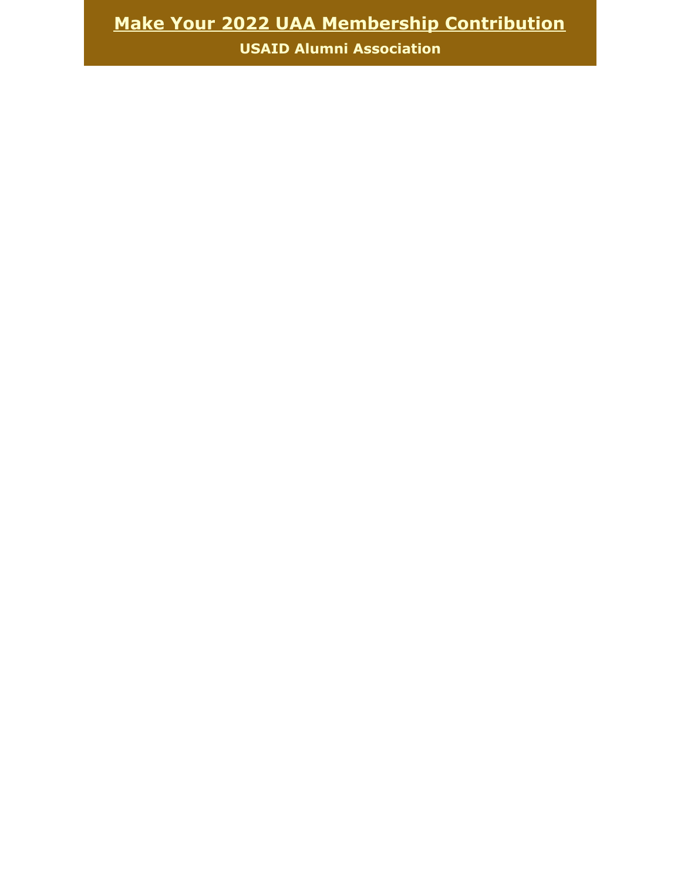## [Make Your 2022 UAA Membership Contribution]

**USAID Alumni Association**